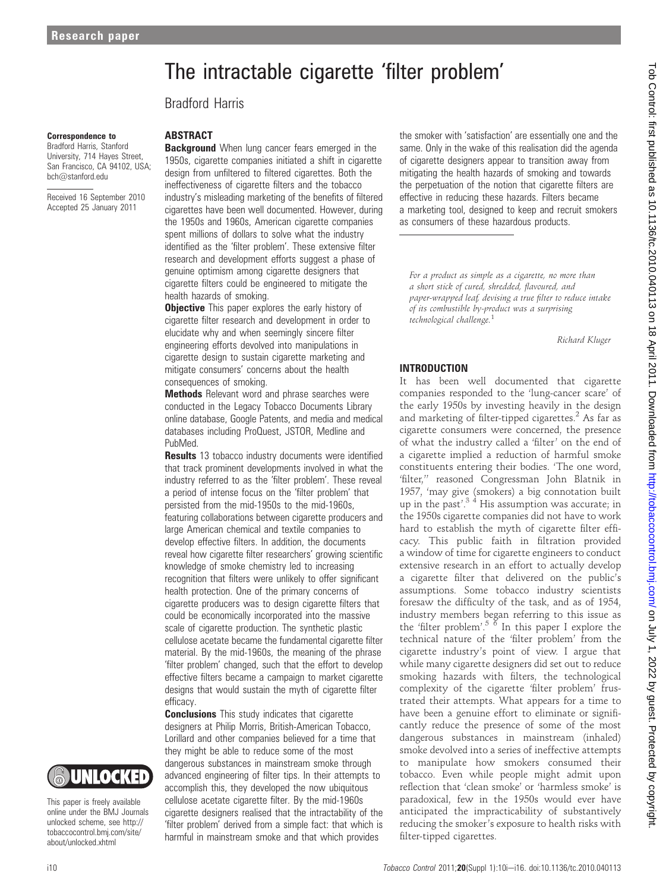Research paper

# The intractable cigarette 'filter problem'

Bradford Harris

**Correspondence to**
Bradford Harris, Stanford University, 714 Hayes Street, San Francisco, CA 94102, USA; bch@stanford.edu

Received 16 September 2010
Accepted 25 January 2011

This paper is freely available online under the BMJ Journals unlocked scheme, see http://tobaccocontrol.bmj.com/site/about/unlocked.xhtml

## ABSTRACT

**Background** When lung cancer fears emerged in the 1950s, cigarette companies initiated a shift in cigarette design from unfiltered to filtered cigarettes. Both the ineffectiveness of cigarette filters and the tobacco industry's misleading marketing of the benefits of filtered cigarettes have been well documented. However, during the 1950s and 1960s, American cigarette companies spent millions of dollars to solve what the industry identified as the 'filter problem'. These extensive filter research and development efforts suggest a phase of genuine optimism among cigarette designers that cigarette filters could be engineered to mitigate the health hazards of smoking.

**Objective** This paper explores the early history of cigarette filter research and development in order to elucidate why and when seemingly sincere filter engineering efforts devolved into manipulations in cigarette design to sustain cigarette marketing and mitigate consumers' concerns about the health consequences of smoking.

**Methods** Relevant word and phrase searches were conducted in the Legacy Tobacco Documents Library online database, Google Patents, and media and medical databases including ProQuest, JSTOR, Medline and PubMed.

**Results** 13 tobacco industry documents were identified that track prominent developments involved in what the industry referred to as the 'filter problem'. These reveal a period of intense focus on the 'filter problem' that persisted from the mid-1950s to the mid-1960s, featuring collaborations between cigarette producers and large American chemical and textile companies to develop effective filters. In addition, the documents reveal how cigarette filter researchers' growing scientific knowledge of smoke chemistry led to increasing recognition that filters were unlikely to offer significant health protection. One of the primary concerns of cigarette producers was to design cigarette filters that could be economically incorporated into the massive scale of cigarette production. The synthetic plastic cellulose acetate became the fundamental cigarette filter material. By the mid-1960s, the meaning of the phrase 'filter problem' changed, such that the effort to develop effective filters became a campaign to market cigarette designs that would sustain the myth of cigarette filter efficacy.

**Conclusions** This study indicates that cigarette designers at Philip Morris, British-American Tobacco, Lorillard and other companies believed for a time that they might be able to reduce some of the most dangerous substances in mainstream smoke through advanced engineering of filter tips. In their attempts to accomplish this, they developed the now ubiquitous cellulose acetate cigarette filter. By the mid-1960s cigarette designers realised that the intractability of the 'filter problem' derived from a simple fact: that which is harmful in mainstream smoke and that which provides the smoker with 'satisfaction' are essentially one and the same. Only in the wake of this realisation did the agenda of cigarette designers appear to transition away from mitigating the health hazards of smoking and towards the perpetuation of the notion that cigarette filters are effective in reducing these hazards. Filters became a marketing tool, designed to keep and recruit smokers as consumers of these hazardous products.

> *For a product as simple as a cigarette, no more than a short stick of cured, shredded, flavoured, and paper-wrapped leaf, devising a true filter to reduce intake of its combustible by-product was a surprising technological challenge.*[1]
>
> Richard Kluger

## INTRODUCTION

It has been well documented that cigarette companies responded to the 'lung-cancer scare' of the early 1950s by investing heavily in the design and marketing of filter-tipped cigarettes.[2] As far as cigarette consumers were concerned, the presence of what the industry called a 'filter' on the end of a cigarette implied a reduction of harmful smoke constituents entering their bodies. 'The one word, 'filter,'' reasoned Congressman John Blatnik in 1957, 'may give (smokers) a big connotation built up in the past'.[3 4] His assumption was accurate; in the 1950s cigarette companies did not have to work hard to establish the myth of cigarette filter efficacy. This public faith in filtration provided a window of time for cigarette engineers to conduct extensive research in an effort to actually develop a cigarette filter that delivered on the public's assumptions. Some tobacco industry scientists foresaw the difficulty of the task, and as of 1954, industry members began referring to this issue as the 'filter problem'.[5 6] In this paper I explore the technical nature of the 'filter problem' from the cigarette industry's point of view. I argue that while many cigarette designers did set out to reduce smoking hazards with filters, the technological complexity of the cigarette 'filter problem' frustrated their attempts. What appears for a time to have been a genuine effort to eliminate or significantly reduce the presence of some of the most dangerous substances in mainstream (inhaled) smoke devolved into a series of ineffective attempts to manipulate how smokers consumed their tobacco. Even while people might admit upon reflection that 'clean smoke' or 'harmless smoke' is paradoxical, few in the 1950s would ever have anticipated the impracticability of substantively reducing the smoker's exposure to health risks with filter-tipped cigarettes.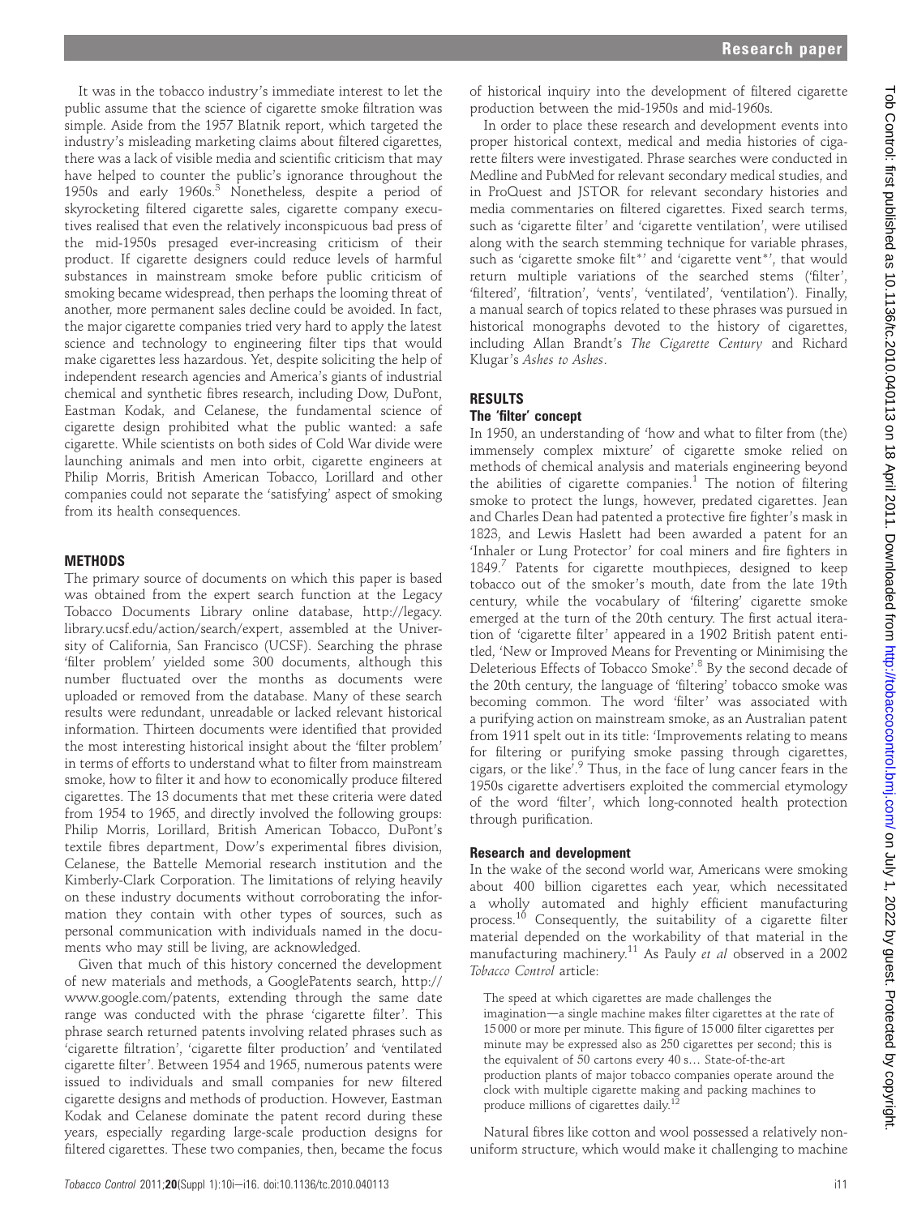It was in the tobacco industry's immediate interest to let the public assume that the science of cigarette smoke filtration was simple. Aside from the 1957 Blatnik report, which targeted the industry's misleading marketing claims about filtered cigarettes, there was a lack of visible media and scientific criticism that may have helped to counter the public's ignorance throughout the 1950s and early 1960s.[3] Nonetheless, despite a period of skyrocketing filtered cigarette sales, cigarette company executives realised that even the relatively inconspicuous bad press of the mid-1950s presaged ever-increasing criticism of their product. If cigarette designers could reduce levels of harmful substances in mainstream smoke before public criticism of smoking became widespread, then perhaps the looming threat of another, more permanent sales decline could be avoided. In fact, the major cigarette companies tried very hard to apply the latest science and technology to engineering filter tips that would make cigarettes less hazardous. Yet, despite soliciting the help of independent research agencies and America's giants of industrial chemical and synthetic fibres research, including Dow, DuPont, Eastman Kodak, and Celanese, the fundamental science of cigarette design prohibited what the public wanted: a safe cigarette. While scientists on both sides of Cold War divide were launching animals and men into orbit, cigarette engineers at Philip Morris, British American Tobacco, Lorillard and other companies could not separate the 'satisfying' aspect of smoking from its health consequences.

## METHODS

The primary source of documents on which this paper is based was obtained from the expert search function at the Legacy Tobacco Documents Library online database, http://legacy.library.ucsf.edu/action/search/expert, assembled at the University of California, San Francisco (UCSF). Searching the phrase 'filter problem' yielded some 300 documents, although this number fluctuated over the months as documents were uploaded or removed from the database. Many of these search results were redundant, unreadable or lacked relevant historical information. Thirteen documents were identified that provided the most interesting historical insight about the 'filter problem' in terms of efforts to understand what to filter from mainstream smoke, how to filter it and how to economically produce filtered cigarettes. The 13 documents that met these criteria were dated from 1954 to 1965, and directly involved the following groups: Philip Morris, Lorillard, British American Tobacco, DuPont's textile fibres department, Dow's experimental fibres division, Celanese, the Battelle Memorial research institution and the Kimberly-Clark Corporation. The limitations of relying heavily on these industry documents without corroborating the information they contain with other types of sources, such as personal communication with individuals named in the documents who may still be living, are acknowledged.

Given that much of this history concerned the development of new materials and methods, a GooglePatents search, http://www.google.com/patents, extending through the same date range was conducted with the phrase 'cigarette filter'. This phrase search returned patents involving related phrases such as 'cigarette filtration', 'cigarette filter production' and 'ventilated cigarette filter'. Between 1954 and 1965, numerous patents were issued to individuals and small companies for new filtered cigarette designs and methods of production. However, Eastman Kodak and Celanese dominate the patent record during these years, especially regarding large-scale production designs for filtered cigarettes. These two companies, then, became the focus of historical inquiry into the development of filtered cigarette production between the mid-1950s and mid-1960s.

In order to place these research and development events into proper historical context, medical and media histories of cigarette filters were investigated. Phrase searches were conducted in Medline and PubMed for relevant secondary medical studies, and in ProQuest and JSTOR for relevant secondary histories and media commentaries on filtered cigarettes. Fixed search terms, such as 'cigarette filter' and 'cigarette ventilation', were utilised along with the search stemming technique for variable phrases, such as 'cigarette smoke filt*' and 'cigarette vent*', that would return multiple variations of the searched stems ('filter', 'filtered', 'filtration', 'vents', 'ventilated', 'ventilation'). Finally, a manual search of topics related to these phrases was pursued in historical monographs devoted to the history of cigarettes, including Allan Brandt's *The Cigarette Century* and Richard Klugar's *Ashes to Ashes*.

## RESULTS

### The 'filter' concept

In 1950, an understanding of 'how and what to filter from (the) immensely complex mixture' of cigarette smoke relied on methods of chemical analysis and materials engineering beyond the abilities of cigarette companies.[1] The notion of filtering smoke to protect the lungs, however, predated cigarettes. Jean and Charles Dean had patented a protective fire fighter's mask in 1823, and Lewis Haslett had been awarded a patent for an 'Inhaler or Lung Protector' for coal miners and fire fighters in 1849.[7] Patents for cigarette mouthpieces, designed to keep tobacco out of the smoker's mouth, date from the late 19th century, while the vocabulary of 'filtering' cigarette smoke emerged at the turn of the 20th century. The first actual iteration of 'cigarette filter' appeared in a 1902 British patent entitled, 'New or Improved Means for Preventing or Minimising the Deleterious Effects of Tobacco Smoke'.[8] By the second decade of the 20th century, the language of 'filtering' tobacco smoke was becoming common. The word 'filter' was associated with a purifying action on mainstream smoke, as an Australian patent from 1911 spelt out in its title: 'Improvements relating to means for filtering or purifying smoke passing through cigarettes, cigars, or the like'.[9] Thus, in the face of lung cancer fears in the 1950s cigarette advertisers exploited the commercial etymology of the word 'filter', which long-connoted health protection through purification.

### Research and development

In the wake of the second world war, Americans were smoking about 400 billion cigarettes each year, which necessitated a wholly automated and highly efficient manufacturing process.[10] Consequently, the suitability of a cigarette filter material depended on the workability of that material in the manufacturing machinery.[11] As Pauly *et al* observed in a 2002 *Tobacco Control* article:

> The speed at which cigarettes are made challenges the imagination—a single machine makes filter cigarettes at the rate of 15 000 or more per minute. This figure of 15 000 filter cigarettes per minute may be expressed also as 250 cigarettes per second; this is the equivalent of 50 cartons every 40 s… State-of-the-art production plants of major tobacco companies operate around the clock with multiple cigarette making and packing machines to produce millions of cigarettes daily.[12]

Natural fibres like cotton and wool possessed a relatively non-uniform structure, which would make it challenging to machine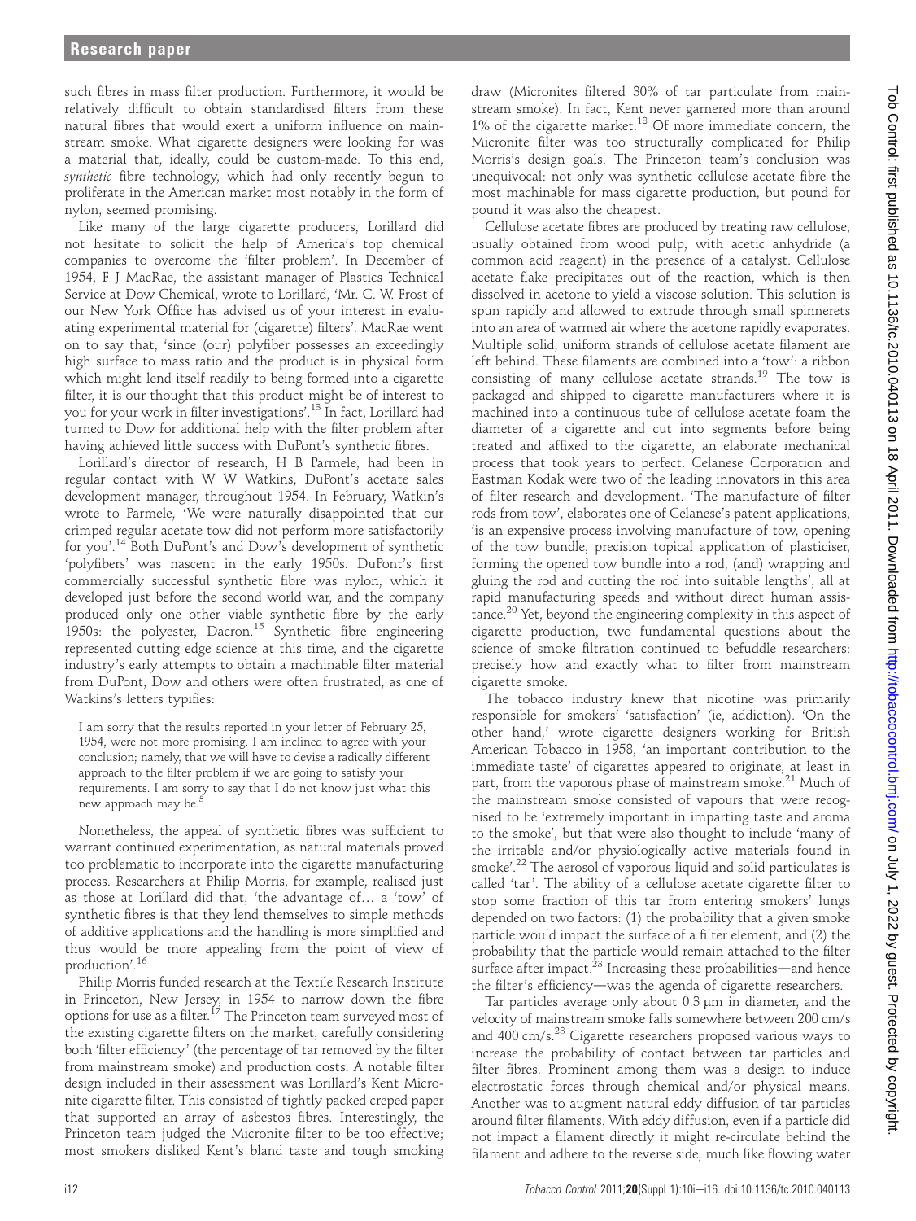such fibres in mass filter production. Furthermore, it would be relatively difficult to obtain standardised filters from these natural fibres that would exert a uniform influence on mainstream smoke. What cigarette designers were looking for was a material that, ideally, could be custom-made. To this end, *synthetic* fibre technology, which had only recently begun to proliferate in the American market most notably in the form of nylon, seemed promising.

Like many of the large cigarette producers, Lorillard did not hesitate to solicit the help of America's top chemical companies to overcome the 'filter problem'. In December of 1954, F J MacRae, the assistant manager of Plastics Technical Service at Dow Chemical, wrote to Lorillard, 'Mr. C. W. Frost of our New York Office has advised us of your interest in evaluating experimental material for (cigarette) filters'. MacRae went on to say that, 'since (our) polyfiber possesses an exceedingly high surface to mass ratio and the product is in physical form which might lend itself readily to being formed into a cigarette filter, it is our thought that this product might be of interest to you for your work in filter investigations'.[13] In fact, Lorillard had turned to Dow for additional help with the filter problem after having achieved little success with DuPont's synthetic fibres.

Lorillard's director of research, H B Parmele, had been in regular contact with W W Watkins, DuPont's acetate sales development manager, throughout 1954. In February, Watkin's wrote to Parmele, 'We were naturally disappointed that our crimped regular acetate tow did not perform more satisfactorily for you'.[14] Both DuPont's and Dow's development of synthetic 'polyfibers' was nascent in the early 1950s. DuPont's first commercially successful synthetic fibre was nylon, which it developed just before the second world war, and the company produced only one other viable synthetic fibre by the early 1950s: the polyester, Dacron.[15] Synthetic fibre engineering represented cutting edge science at this time, and the cigarette industry's early attempts to obtain a machinable filter material from DuPont, Dow and others were often frustrated, as one of Watkins's letters typifies:

> I am sorry that the results reported in your letter of February 25, 1954, were not more promising. I am inclined to agree with your conclusion; namely, that we will have to devise a radically different approach to the filter problem if we are going to satisfy your requirements. I am sorry to say that I do not know just what this new approach may be.[5]

Nonetheless, the appeal of synthetic fibres was sufficient to warrant continued experimentation, as natural materials proved too problematic to incorporate into the cigarette manufacturing process. Researchers at Philip Morris, for example, realised just as those at Lorillard did that, 'the advantage of… a 'tow' of synthetic fibres is that they lend themselves to simple methods of additive applications and the handling is more simplified and thus would be more appealing from the point of view of production'.[16]

Philip Morris funded research at the Textile Research Institute in Princeton, New Jersey, in 1954 to narrow down the fibre options for use as a filter.[17] The Princeton team surveyed most of the existing cigarette filters on the market, carefully considering both 'filter efficiency' (the percentage of tar removed by the filter from mainstream smoke) and production costs. A notable filter design included in their assessment was Lorillard's Kent Micronite cigarette filter. This consisted of tightly packed creped paper that supported an array of asbestos fibres. Interestingly, the Princeton team judged the Micronite filter to be too effective; most smokers disliked Kent's bland taste and tough smoking draw (Micronites filtered 30% of tar particulate from mainstream smoke). In fact, Kent never garnered more than around 1% of the cigarette market.[18] Of more immediate concern, the Micronite filter was too structurally complicated for Philip Morris's design goals. The Princeton team's conclusion was unequivocal: not only was synthetic cellulose acetate fibre the most machinable for mass cigarette production, but pound for pound it was also the cheapest.

Cellulose acetate fibres are produced by treating raw cellulose, usually obtained from wood pulp, with acetic anhydride (a common acid reagent) in the presence of a catalyst. Cellulose acetate flake precipitates out of the reaction, which is then dissolved in acetone to yield a viscose solution. This solution is spun rapidly and allowed to extrude through small spinnerets into an area of warmed air where the acetone rapidly evaporates. Multiple solid, uniform strands of cellulose acetate filament are left behind. These filaments are combined into a 'tow': a ribbon consisting of many cellulose acetate strands.[19] The tow is packaged and shipped to cigarette manufacturers where it is machined into a continuous tube of cellulose acetate foam the diameter of a cigarette and cut into segments before being treated and affixed to the cigarette, an elaborate mechanical process that took years to perfect. Celanese Corporation and Eastman Kodak were two of the leading innovators in this area of filter research and development. 'The manufacture of filter rods from tow', elaborates one of Celanese's patent applications, 'is an expensive process involving manufacture of tow, opening of the tow bundle, precision topical application of plasticiser, forming the opened tow bundle into a rod, (and) wrapping and gluing the rod and cutting the rod into suitable lengths', all at rapid manufacturing speeds and without direct human assistance.[20] Yet, beyond the engineering complexity in this aspect of cigarette production, two fundamental questions about the science of smoke filtration continued to befuddle researchers: precisely how and exactly what to filter from mainstream cigarette smoke.

The tobacco industry knew that nicotine was primarily responsible for smokers' 'satisfaction' (ie, addiction). 'On the other hand,' wrote cigarette designers working for British American Tobacco in 1958, 'an important contribution to the immediate taste' of cigarettes appeared to originate, at least in part, from the vaporous phase of mainstream smoke.[21] Much of the mainstream smoke consisted of vapours that were recognised to be 'extremely important in imparting taste and aroma to the smoke', but that were also thought to include 'many of the irritable and/or physiologically active materials found in smoke'.[22] The aerosol of vaporous liquid and solid particulates is called 'tar'. The ability of a cellulose acetate cigarette filter to stop some fraction of this tar from entering smokers' lungs depended on two factors: (1) the probability that a given smoke particle would impact the surface of a filter element, and (2) the probability that the particle would remain attached to the filter surface after impact.[23] Increasing these probabilities—and hence the filter's efficiency—was the agenda of cigarette researchers.

Tar particles average only about 0.3 μm in diameter, and the velocity of mainstream smoke falls somewhere between 200 cm/s and 400 cm/s.[23] Cigarette researchers proposed various ways to increase the probability of contact between tar particles and filter fibres. Prominent among them was a design to induce electrostatic forces through chemical and/or physical means. Another was to augment natural eddy diffusion of tar particles around filter filaments. With eddy diffusion, even if a particle did not impact a filament directly it might re-circulate behind the filament and adhere to the reverse side, much like flowing water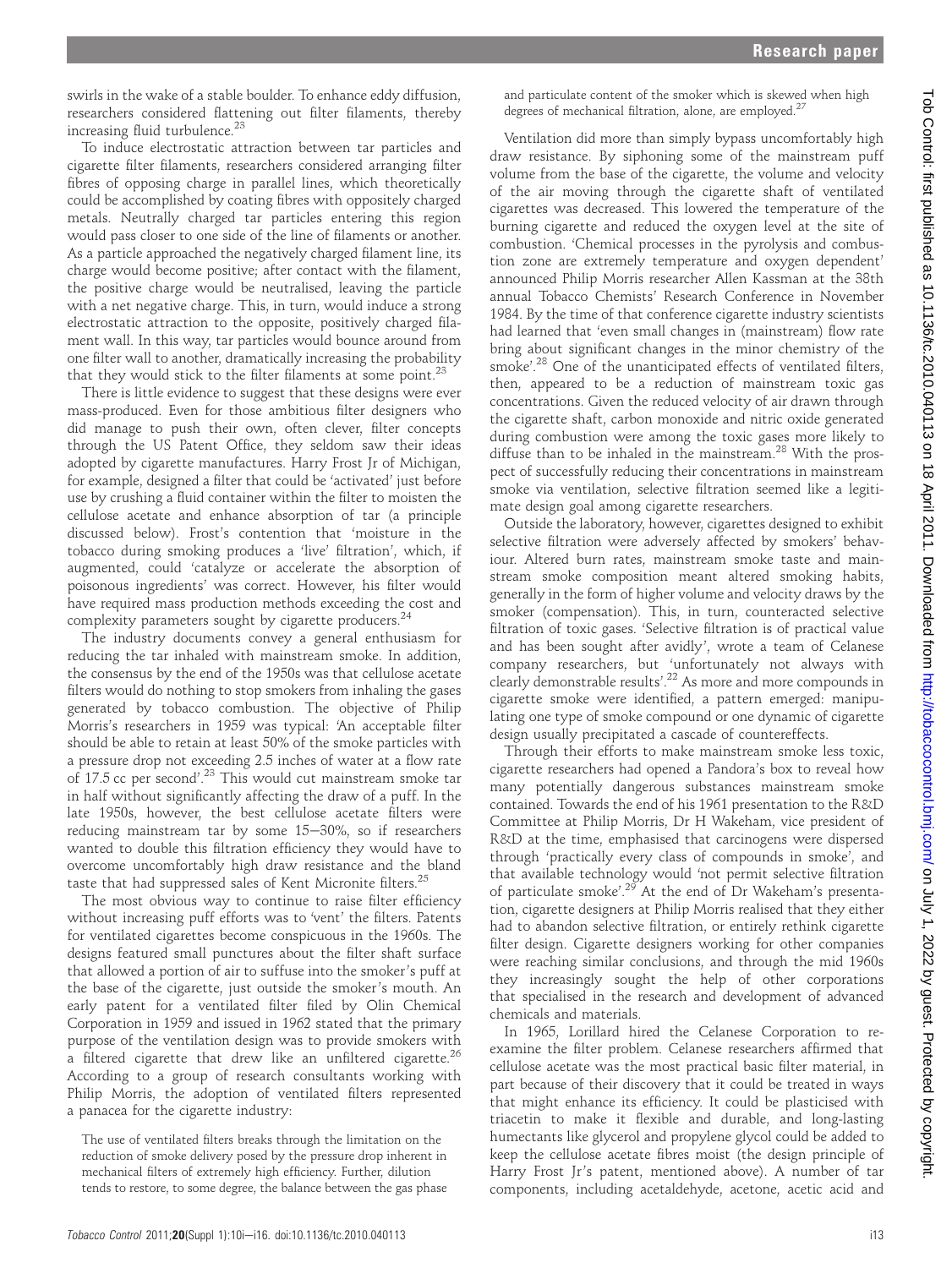swirls in the wake of a stable boulder. To enhance eddy diffusion, researchers considered flattening out filter filaments, thereby increasing fluid turbulence.[23]

To induce electrostatic attraction between tar particles and cigarette filter filaments, researchers considered arranging filter fibres of opposing charge in parallel lines, which theoretically could be accomplished by coating fibres with oppositely charged metals. Neutrally charged tar particles entering this region would pass closer to one side of the line of filaments or another. As a particle approached the negatively charged filament line, its charge would become positive; after contact with the filament, the positive charge would be neutralised, leaving the particle with a net negative charge. This, in turn, would induce a strong electrostatic attraction to the opposite, positively charged filament wall. In this way, tar particles would bounce around from one filter wall to another, dramatically increasing the probability that they would stick to the filter filaments at some point.[23]

There is little evidence to suggest that these designs were ever mass-produced. Even for those ambitious filter designers who did manage to push their own, often clever, filter concepts through the US Patent Office, they seldom saw their ideas adopted by cigarette manufactures. Harry Frost Jr of Michigan, for example, designed a filter that could be 'activated' just before use by crushing a fluid container within the filter to moisten the cellulose acetate and enhance absorption of tar (a principle discussed below). Frost's contention that 'moisture in the tobacco during smoking produces a 'live' filtration', which, if augmented, could 'catalyze or accelerate the absorption of poisonous ingredients' was correct. However, his filter would have required mass production methods exceeding the cost and complexity parameters sought by cigarette producers.[24]

The industry documents convey a general enthusiasm for reducing the tar inhaled with mainstream smoke. In addition, the consensus by the end of the 1950s was that cellulose acetate filters would do nothing to stop smokers from inhaling the gases generated by tobacco combustion. The objective of Philip Morris's researchers in 1959 was typical: 'An acceptable filter should be able to retain at least 50% of the smoke particles with a pressure drop not exceeding 2.5 inches of water at a flow rate of 17.5 cc per second'.[23] This would cut mainstream smoke tar in half without significantly affecting the draw of a puff. In the late 1950s, however, the best cellulose acetate filters were reducing mainstream tar by some 15–30%, so if researchers wanted to double this filtration efficiency they would have to overcome uncomfortably high draw resistance and the bland taste that had suppressed sales of Kent Micronite filters.[25]

The most obvious way to continue to raise filter efficiency without increasing puff efforts was to 'vent' the filters. Patents for ventilated cigarettes become conspicuous in the 1960s. The designs featured small punctures about the filter shaft surface that allowed a portion of air to suffuse into the smoker's puff at the base of the cigarette, just outside the smoker's mouth. An early patent for a ventilated filter filed by Olin Chemical Corporation in 1959 and issued in 1962 stated that the primary purpose of the ventilation design was to provide smokers with a filtered cigarette that drew like an unfiltered cigarette.[26] According to a group of research consultants working with Philip Morris, the adoption of ventilated filters represented a panacea for the cigarette industry:

> The use of ventilated filters breaks through the limitation on the reduction of smoke delivery posed by the pressure drop inherent in mechanical filters of extremely high efficiency. Further, dilution tends to restore, to some degree, the balance between the gas phase and particulate content of the smoker which is skewed when high degrees of mechanical filtration, alone, are employed.[27]

Ventilation did more than simply bypass uncomfortably high draw resistance. By siphoning some of the mainstream puff volume from the base of the cigarette, the volume and velocity of the air moving through the cigarette shaft of ventilated cigarettes was decreased. This lowered the temperature of the burning cigarette and reduced the oxygen level at the site of combustion. 'Chemical processes in the pyrolysis and combustion zone are extremely temperature and oxygen dependent' announced Philip Morris researcher Allen Kassman at the 38th annual Tobacco Chemists' Research Conference in November 1984. By the time of that conference cigarette industry scientists had learned that 'even small changes in (mainstream) flow rate bring about significant changes in the minor chemistry of the smoke'.[28] One of the unanticipated effects of ventilated filters, then, appeared to be a reduction of mainstream toxic gas concentrations. Given the reduced velocity of air drawn through the cigarette shaft, carbon monoxide and nitric oxide generated during combustion were among the toxic gases more likely to diffuse than to be inhaled in the mainstream.[28] With the prospect of successfully reducing their concentrations in mainstream smoke via ventilation, selective filtration seemed like a legitimate design goal among cigarette researchers.

Outside the laboratory, however, cigarettes designed to exhibit selective filtration were adversely affected by smokers' behaviour. Altered burn rates, mainstream smoke taste and mainstream smoke composition meant altered smoking habits, generally in the form of higher volume and velocity draws by the smoker (compensation). This, in turn, counteracted selective filtration of toxic gases. 'Selective filtration is of practical value and has been sought after avidly', wrote a team of Celanese company researchers, but 'unfortunately not always with clearly demonstrable results'.[22] As more and more compounds in cigarette smoke were identified, a pattern emerged: manipulating one type of smoke compound or one dynamic of cigarette design usually precipitated a cascade of countereffects.

Through their efforts to make mainstream smoke less toxic, cigarette researchers had opened a Pandora's box to reveal how many potentially dangerous substances mainstream smoke contained. Towards the end of his 1961 presentation to the R&D Committee at Philip Morris, Dr H Wakeham, vice president of R&D at the time, emphasised that carcinogens were dispersed through 'practically every class of compounds in smoke', and that available technology would 'not permit selective filtration of particulate smoke'.[29] At the end of Dr Wakeham's presentation, cigarette designers at Philip Morris realised that they either had to abandon selective filtration, or entirely rethink cigarette filter design. Cigarette designers working for other companies were reaching similar conclusions, and through the mid 1960s they increasingly sought the help of other corporations that specialised in the research and development of advanced chemicals and materials.

In 1965, Lorillard hired the Celanese Corporation to re-examine the filter problem. Celanese researchers affirmed that cellulose acetate was the most practical basic filter material, in part because of their discovery that it could be treated in ways that might enhance its efficiency. It could be plasticised with triacetin to make it flexible and durable, and long-lasting humectants like glycerol and propylene glycol could be added to keep the cellulose acetate fibres moist (the design principle of Harry Frost Jr's patent, mentioned above). A number of tar components, including acetaldehyde, acetone, acetic acid and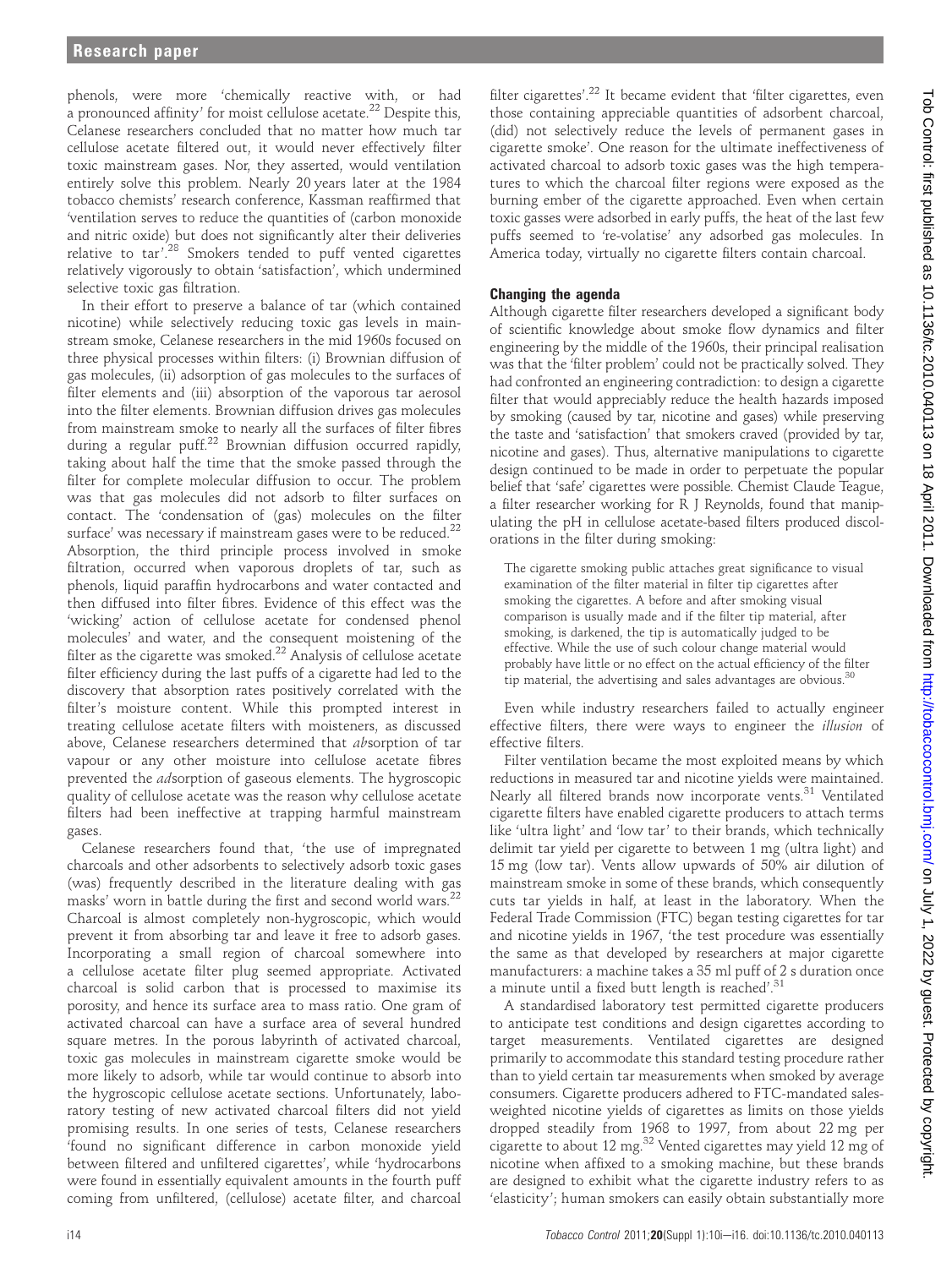phenols, were more 'chemically reactive with, or had a pronounced affinity' for moist cellulose acetate.[22] Despite this, Celanese researchers concluded that no matter how much tar cellulose acetate filtered out, it would never effectively filter toxic mainstream gases. Nor, they asserted, would ventilation entirely solve this problem. Nearly 20 years later at the 1984 tobacco chemists' research conference, Kassman reaffirmed that 'ventilation serves to reduce the quantities of (carbon monoxide and nitric oxide) but does not significantly alter their deliveries relative to tar'.[28] Smokers tended to puff vented cigarettes relatively vigorously to obtain 'satisfaction', which undermined selective toxic gas filtration.

In their effort to preserve a balance of tar (which contained nicotine) while selectively reducing toxic gas levels in mainstream smoke, Celanese researchers in the mid 1960s focused on three physical processes within filters: (i) Brownian diffusion of gas molecules, (ii) adsorption of gas molecules to the surfaces of filter elements and (iii) absorption of the vaporous tar aerosol into the filter elements. Brownian diffusion drives gas molecules from mainstream smoke to nearly all the surfaces of filter fibres during a regular puff.[22] Brownian diffusion occurred rapidly, taking about half the time that the smoke passed through the filter for complete molecular diffusion to occur. The problem was that gas molecules did not adsorb to filter surfaces on contact. The 'condensation of (gas) molecules on the filter surface' was necessary if mainstream gases were to be reduced.[22] Absorption, the third principle process involved in smoke filtration, occurred when vaporous droplets of tar, such as phenols, liquid paraffin hydrocarbons and water contacted and then diffused into filter fibres. Evidence of this effect was the 'wicking' action of cellulose acetate for condensed phenol molecules' and water, and the consequent moistening of the filter as the cigarette was smoked.[22] Analysis of cellulose acetate filter efficiency during the last puffs of a cigarette had led to the discovery that absorption rates positively correlated with the filter's moisture content. While this prompted interest in treating cellulose acetate filters with moisteners, as discussed above, Celanese researchers determined that *ab*sorption of tar vapour or any other moisture into cellulose acetate fibres prevented the *ad*sorption of gaseous elements. The hygroscopic quality of cellulose acetate was the reason why cellulose acetate filters had been ineffective at trapping harmful mainstream gases.

Celanese researchers found that, 'the use of impregnated charcoals and other adsorbents to selectively adsorb toxic gases (was) frequently described in the literature dealing with gas masks' worn in battle during the first and second world wars.[22] Charcoal is almost completely non-hygroscopic, which would prevent it from absorbing tar and leave it free to adsorb gases. Incorporating a small region of charcoal somewhere into a cellulose acetate filter plug seemed appropriate. Activated charcoal is solid carbon that is processed to maximise its porosity, and hence its surface area to mass ratio. One gram of activated charcoal can have a surface area of several hundred square metres. In the porous labyrinth of activated charcoal, toxic gas molecules in mainstream cigarette smoke would be more likely to adsorb, while tar would continue to absorb into the hygroscopic cellulose acetate sections. Unfortunately, laboratory testing of new activated charcoal filters did not yield promising results. In one series of tests, Celanese researchers 'found no significant difference in carbon monoxide yield between filtered and unfiltered cigarettes', while 'hydrocarbons were found in essentially equivalent amounts in the fourth puff coming from unfiltered, (cellulose) acetate filter, and charcoal filter cigarettes'.[22] It became evident that 'filter cigarettes, even those containing appreciable quantities of adsorbent charcoal, (did) not selectively reduce the levels of permanent gases in cigarette smoke'. One reason for the ultimate ineffectiveness of activated charcoal to adsorb toxic gases was the high temperatures to which the charcoal filter regions were exposed as the burning ember of the cigarette approached. Even when certain toxic gasses were adsorbed in early puffs, the heat of the last few puffs seemed to 're-volatise' any adsorbed gas molecules. In America today, virtually no cigarette filters contain charcoal.

## Changing the agenda

Although cigarette filter researchers developed a significant body of scientific knowledge about smoke flow dynamics and filter engineering by the middle of the 1960s, their principal realisation was that the 'filter problem' could not be practically solved. They had confronted an engineering contradiction: to design a cigarette filter that would appreciably reduce the health hazards imposed by smoking (caused by tar, nicotine and gases) while preserving the taste and 'satisfaction' that smokers craved (provided by tar, nicotine and gases). Thus, alternative manipulations to cigarette design continued to be made in order to perpetuate the popular belief that 'safe' cigarettes were possible. Chemist Claude Teague, a filter researcher working for R J Reynolds, found that manipulating the pH in cellulose acetate-based filters produced discolorations in the filter during smoking:

> The cigarette smoking public attaches great significance to visual examination of the filter material in filter tip cigarettes after smoking the cigarettes. A before and after smoking visual comparison is usually made and if the filter tip material, after smoking, is darkened, the tip is automatically judged to be effective. While the use of such colour change material would probably have little or no effect on the actual efficiency of the filter tip material, the advertising and sales advantages are obvious.[30]

Even while industry researchers failed to actually engineer effective filters, there were ways to engineer the *illusion* of effective filters.

Filter ventilation became the most exploited means by which reductions in measured tar and nicotine yields were maintained. Nearly all filtered brands now incorporate vents.[31] Ventilated cigarette filters have enabled cigarette producers to attach terms like 'ultra light' and 'low tar' to their brands, which technically delimit tar yield per cigarette to between 1 mg (ultra light) and 15 mg (low tar). Vents allow upwards of 50% air dilution of mainstream smoke in some of these brands, which consequently cuts tar yields in half, at least in the laboratory. When the Federal Trade Commission (FTC) began testing cigarettes for tar and nicotine yields in 1967, 'the test procedure was essentially the same as that developed by researchers at major cigarette manufacturers: a machine takes a 35 ml puff of 2 s duration once a minute until a fixed butt length is reached'.[31]

A standardised laboratory test permitted cigarette producers to anticipate test conditions and design cigarettes according to target measurements. Ventilated cigarettes are designed primarily to accommodate this standard testing procedure rather than to yield certain tar measurements when smoked by average consumers. Cigarette producers adhered to FTC-mandated sales-weighted nicotine yields of cigarettes as limits on those yields dropped steadily from 1968 to 1997, from about 22 mg per cigarette to about 12 mg.[32] Vented cigarettes may yield 12 mg of nicotine when affixed to a smoking machine, but these brands are designed to exhibit what the cigarette industry refers to as 'elasticity'; human smokers can easily obtain substantially more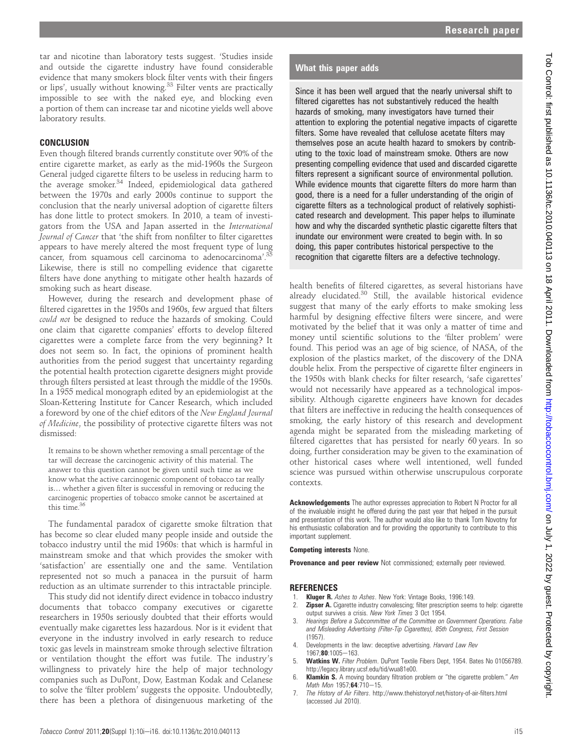tar and nicotine than laboratory tests suggest. 'Studies inside and outside the cigarette industry have found considerable evidence that many smokers block filter vents with their fingers or lips', usually without knowing.[33] Filter vents are practically impossible to see with the naked eye, and blocking even a portion of them can increase tar and nicotine yields well above laboratory results.

## CONCLUSION

Even though filtered brands currently constitute over 90% of the entire cigarette market, as early as the mid-1960s the Surgeon General judged cigarette filters to be useless in reducing harm to the average smoker.[34] Indeed, epidemiological data gathered between the 1970s and early 2000s continue to support the conclusion that the nearly universal adoption of cigarette filters has done little to protect smokers. In 2010, a team of investigators from the USA and Japan asserted in the *International Journal of Cancer* that 'the shift from nonfilter to filter cigarettes appears to have merely altered the most frequent type of lung cancer, from squamous cell carcinoma to adenocarcinoma'.[35] Likewise, there is still no compelling evidence that cigarette filters have done anything to mitigate other health hazards of smoking such as heart disease.

However, during the research and development phase of filtered cigarettes in the 1950s and 1960s, few argued that filters *could not* be designed to reduce the hazards of smoking. Could one claim that cigarette companies' efforts to develop filtered cigarettes were a complete farce from the very beginning? It does not seem so. In fact, the opinions of prominent health authorities from the period suggest that uncertainty regarding the potential health protection cigarette designers might provide through filters persisted at least through the middle of the 1950s. In a 1955 medical monograph edited by an epidemiologist at the Sloan-Kettering Institute for Cancer Research, which included a foreword by one of the chief editors of the *New England Journal of Medicine*, the possibility of protective cigarette filters was not dismissed:

> It remains to be shown whether removing a small percentage of the tar will decrease the carcinogenic activity of this material. The answer to this question cannot be given until such time as we know what the active carcinogenic component of tobacco tar really is... whether a given filter is successful in removing or reducing the carcinogenic properties of tobacco smoke cannot be ascertained at this time.[36]

The fundamental paradox of cigarette smoke filtration that has become so clear eluded many people inside and outside the tobacco industry until the mid 1960s: that which is harmful in mainstream smoke and that which provides the smoker with 'satisfaction' are essentially one and the same. Ventilation represented not so much a panacea in the pursuit of harm reduction as an ultimate surrender to this intractable principle.

This study did not identify direct evidence in tobacco industry documents that tobacco company executives or cigarette researchers in 1950s seriously doubted that their efforts would eventually make cigarettes less hazardous. Nor is it evident that everyone in the industry involved in early research to reduce toxic gas levels in mainstream smoke through selective filtration or ventilation thought the effort was futile. The industry's willingness to privately hire the help of major technology companies such as DuPont, Dow, Eastman Kodak and Celanese to solve the 'filter problem' suggests the opposite. Undoubtedly, there has been a plethora of disingenuous marketing of the health benefits of filtered cigarettes, as several historians have already elucidated.[30] Still, the available historical evidence suggest that many of the early efforts to make smoking less harmful by designing effective filters were sincere, and were motivated by the belief that it was only a matter of time and money until scientific solutions to the 'filter problem' were found. This period was an age of big science, of NASA, of the explosion of the plastics market, of the discovery of the DNA double helix. From the perspective of cigarette filter engineers in the 1950s with blank checks for filter research, 'safe cigarettes' would not necessarily have appeared as a technological impossibility. Although cigarette engineers have known for decades that filters are ineffective in reducing the health consequences of smoking, the early history of this research and development agenda might be separated from the misleading marketing of filtered cigarettes that has persisted for nearly 60 years. In so doing, further consideration may be given to the examination of other historical cases where well intentioned, well funded science was pursued within otherwise unscrupulous corporate contexts.

### What this paper adds

Since it has been well argued that the nearly universal shift to filtered cigarettes has not substantively reduced the health hazards of smoking, many investigators have turned their attention to exploring the potential negative impacts of cigarette filters. Some have revealed that cellulose acetate filters may themselves pose an acute health hazard to smokers by contributing to the toxic load of mainstream smoke. Others are now presenting compelling evidence that used and discarded cigarette filters represent a significant source of environmental pollution. While evidence mounts that cigarette filters do more harm than good, there is a need for a fuller understanding of the origin of cigarette filters as a technological product of relatively sophisticated research and development. This paper helps to illuminate how and why the discarded synthetic plastic cigarette filters that inundate our environment were created to begin with. In so doing, this paper contributes historical perspective to the recognition that cigarette filters are a defective technology.

**Acknowledgements** The author expresses appreciation to Robert N Proctor for all of the invaluable insight he offered during the past year that helped in the pursuit and presentation of this work. The author would also like to thank Tom Novotny for his enthusiastic collaboration and for providing the opportunity to contribute to this important supplement.

**Competing interests** None.

**Provenance and peer review** Not commissioned; externally peer reviewed.

## REFERENCES

1. **Kluger R.** *Ashes to Ashes*. New York: Vintage Books, 1996:149.
2. **Zipser A.** Cigarette industry convalescing; filter prescription seems to help: cigarette output survives a crisis. *New York Times* 3 Oct 1954.
3. *Hearings Before a Subcommittee of the Committee on Government Operations. False and Misleading Advertising (Filter-Tip Cigarettes), 85th Congress, First Session* (1957).
4. Developments in the law: deceptive advertising. *Harvard Law Rev* 1967;**80**:1005–163.
5. **Watkins W.** *Filter Problem*. DuPont Textile Fibers Dept, 1954. Bates No 01056789. http://legacy.library.ucsf.edu/tid/wua81e00.
6. **Klamkin S.** A moving boundary filtration problem or "the cigarette problem." *Am Math Mon* 1957;**64**:710–15.
7. *The History of Air Filters*. http://www.thehistoryof.net/history-of-air-filters.html (accessed Jul 2010).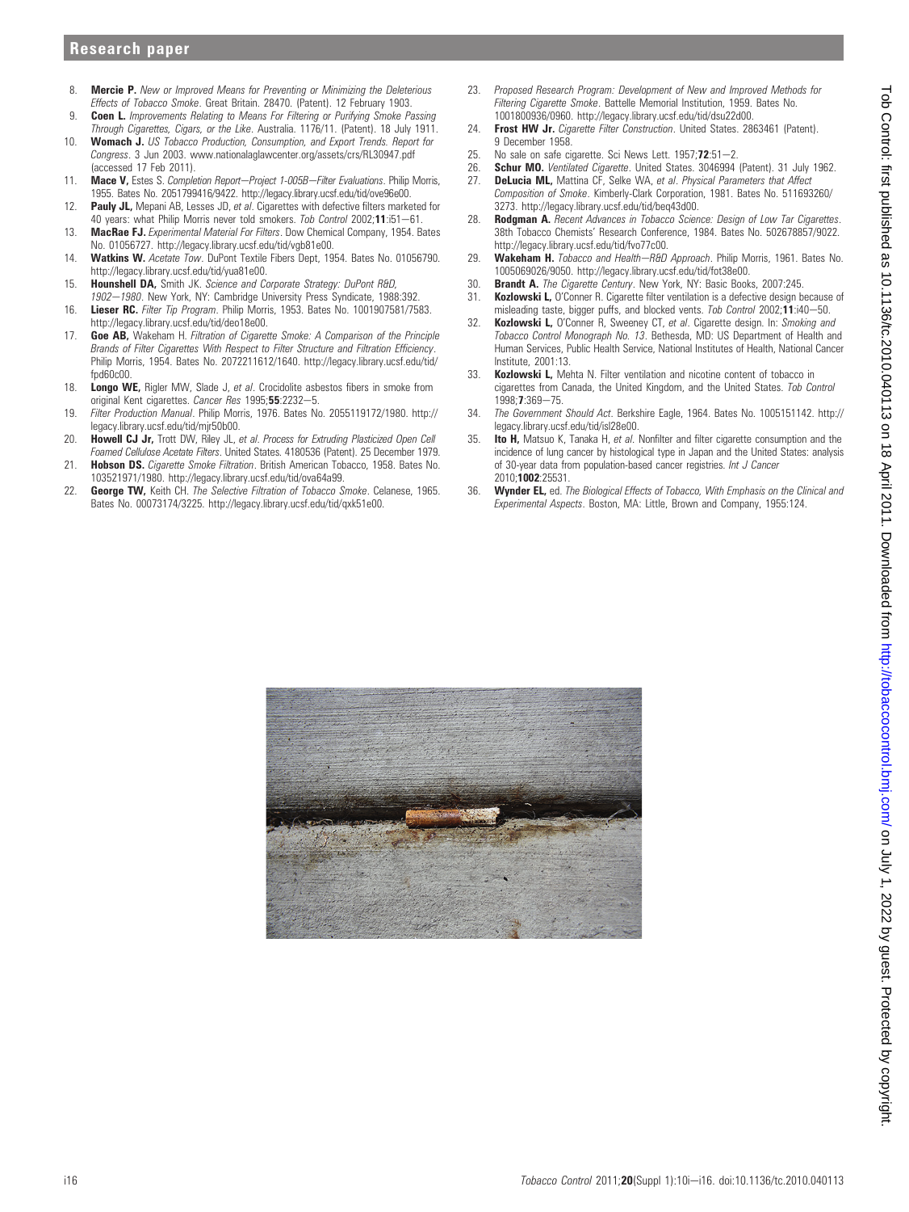8. **Mercie P.** *New or Improved Means for Preventing or Minimizing the Deleterious Effects of Tobacco Smoke*. Great Britain. 28470. (Patent). 12 February 1903.
9. **Coen L.** *Improvements Relating to Means For Filtering or Purifying Smoke Passing Through Cigarettes, Cigars, or the Like*. Australia. 1176/11. (Patent). 18 July 1911.
10. **Womach J.** *US Tobacco Production, Consumption, and Export Trends. Report for Congress*. 3 Jun 2003. www.nationalaglawcenter.org/assets/crs/RL30947.pdf (accessed 17 Feb 2011).
11. **Mace V,** Estes S. *Completion Report—Project 1-005B—Filter Evaluations*. Philip Morris, 1955. Bates No. 2051799416/9422. http://legacy.library.ucsf.edu/tid/ove96e00.
12. **Pauly JL,** Mepani AB, Lesses JD, *et al*. Cigarettes with defective filters marketed for 40 years: what Philip Morris never told smokers. *Tob Control* 2002;**11**:i51—61.
13. **MacRae FJ.** *Experimental Material For Filters*. Dow Chemical Company, 1954. Bates No. 01056727. http://legacy.library.ucsf.edu/tid/vgb81e00.
14. **Watkins W.** *Acetate Tow*. DuPont Textile Fibers Dept, 1954. Bates No. 01056790. http://legacy.library.ucsf.edu/tid/yua81e00.
15. **Hounshell DA,** Smith JK. *Science and Corporate Strategy: DuPont R&D, 1902—1980*. New York, NY: Cambridge University Press Syndicate, 1988:392.
16. **Lieser RC.** *Filter Tip Program*. Philip Morris, 1953. Bates No. 1001907581/7583. http://legacy.library.ucsf.edu/tid/deo18e00.
17. **Goe AB,** Wakeham H. *Filtration of Cigarette Smoke: A Comparison of the Principle Brands of Filter Cigarettes With Respect to Filter Structure and Filtration Efficiency*. Philip Morris, 1954. Bates No. 2072211612/1640. http://legacy.library.ucsf.edu/tid/fpd60c00.
18. **Longo WE,** Rigler MW, Slade J, *et al*. Crocidolite asbestos fibers in smoke from original Kent cigarettes. *Cancer Res* 1995;**55**:2232—5.
19. *Filter Production Manual*. Philip Morris, 1976. Bates No. 2055119172/1980. http://legacy.library.ucsf.edu/tid/mjr50b00.
20. **Howell CJ Jr,** Trott DW, Riley JL, *et al*. *Process for Extruding Plasticized Open Cell Foamed Cellulose Acetate Filters*. United States. 4180536 (Patent). 25 December 1979.
21. **Hobson DS.** *Cigarette Smoke Filtration*. British American Tobacco, 1958. Bates No. 103521971/1980. http://legacy.library.ucsf.edu/tid/ova64a99.
22. **George TW,** Keith CH. *The Selective Filtration of Tobacco Smoke*. Celanese, 1965. Bates No. 00073174/3225. http://legacy.library.ucsf.edu/tid/qxk51e00.
23. *Proposed Research Program: Development of New and Improved Methods for Filtering Cigarette Smoke*. Battelle Memorial Institution, 1959. Bates No. 1001800936/0960. http://legacy.library.ucsf.edu/tid/dsu22d00.
24. **Frost HW Jr.** *Cigarette Filter Construction*. United States. 2863461 (Patent). 9 December 1958.
25. No sale on safe cigarette. Sci News Lett. 1957;**72**:51—2.
26. **Schur MO.** *Ventilated Cigarette*. United States. 3046994 (Patent). 31 July 1962.
27. **DeLucia ML,** Mattina CF, Selke WA, *et al*. *Physical Parameters that Affect Composition of Smoke*. Kimberly-Clark Corporation, 1981. Bates No. 511693260/3273. http://legacy.library.ucsf.edu/tid/beq43d00.
28. **Rodgman A.** *Recent Advances in Tobacco Science: Design of Low Tar Cigarettes*. 38th Tobacco Chemists' Research Conference, 1984. Bates No. 502678857/9022. http://legacy.library.ucsf.edu/tid/fvo77c00.
29. **Wakeham H.** *Tobacco and Health—R&D Approach*. Philip Morris, 1961. Bates No. 1005069026/9050. http://legacy.library.ucsf.edu/tid/fot38e00.
30. **Brandt A.** *The Cigarette Century*. New York, NY: Basic Books, 2007:245.
31. **Kozlowski L,** O'Conner R. Cigarette filter ventilation is a defective design because of misleading taste, bigger puffs, and blocked vents. *Tob Control* 2002;**11**:i40—50.
32. **Kozlowski L,** O'Conner R, Sweeney CT, *et al*. Cigarette design. In: *Smoking and Tobacco Control Monograph No. 13*. Bethesda, MD: US Department of Health and Human Services, Public Health Service, National Institutes of Health, National Cancer Institute, 2001:13.
33. **Kozlowski L,** Mehta N. Filter ventilation and nicotine content of tobacco in cigarettes from Canada, the United Kingdom, and the United States. *Tob Control* 1998;**7**:369—75.
34. *The Government Should Act*. Berkshire Eagle, 1964. Bates No. 1005151142. http://legacy.library.ucsf.edu/tid/isl28e00.
35. **Ito H,** Matsuo K, Tanaka H, *et al*. Nonfilter and filter cigarette consumption and the incidence of lung cancer by histological type in Japan and the United States: analysis of 30-year data from population-based cancer registries. *Int J Cancer* 2010;**1002**:25531.
36. **Wynder EL,** ed. *The Biological Effects of Tobacco, With Emphasis on the Clinical and Experimental Aspects*. Boston, MA: Little, Brown and Company, 1955:124.